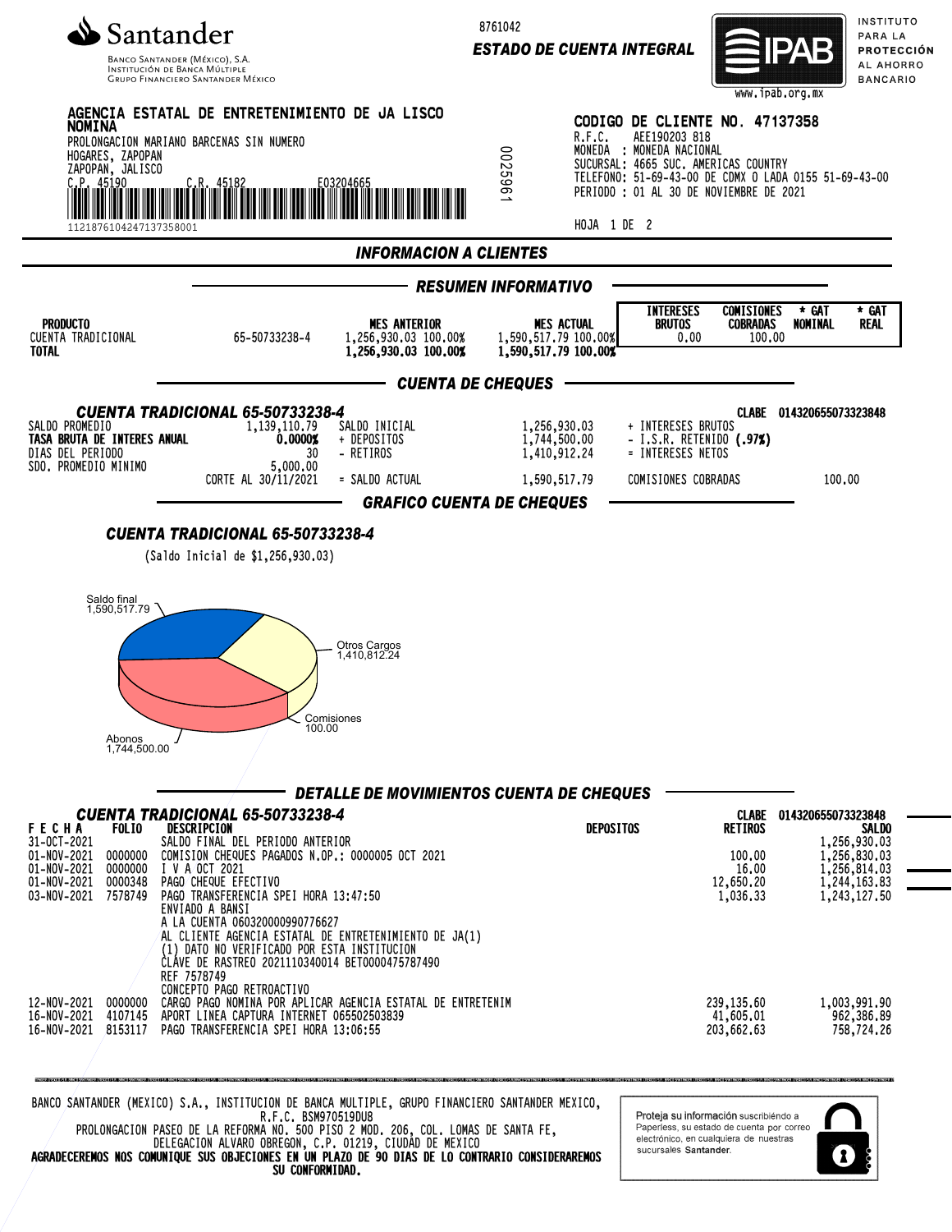**Santander**

BANCO SANTANDER (MÉXICO), S.A.
INSTITUCIÓN DE BANCA MÚLTIPLE
GRUPO FINANCIERO SANTANDER MÉXICO

8761042

**ESTADO DE CUENTA INTEGRAL**

IPAB — INSTITUTO PARA LA PROTECCIÓN AL AHORRO BANCARIO
www.ipab.org.mx

**AGENCIA ESTATAL DE ENTRETENIMIENTO DE JA LISCO NOMINA**
PROLONGACION MARIANO BARCENAS SIN NUMERO
HOGARES, ZAPOPAN
ZAPOPAN, JALISCO
C.P. 45190 C.R. 45182 E03204665
1121876104247137358001

0025961

**CODIGO DE CLIENTE NO. 47137358**
R.F.C. AEE190203 818
MONEDA : MONEDA NACIONAL
SUCURSAL: 4665 SUC. AMERICAS COUNTRY
TELEFONO: 51-69-43-00 DE CDMX O LADA 0155 51-69-43-00
PERIODO : 01 AL 30 DE NOVIEMBRE DE 2021

HOJA 1 DE 2

## INFORMACION A CLIENTES

### RESUMEN INFORMATIVO

| PRODUCTO | | MES ANTERIOR | MES ACTUAL | INTERESES BRUTOS | COMISIONES COBRADAS | * GAT NOMINAL | * GAT REAL |
|---|---|---|---|---|---|---|---|
| CUENTA TRADICIONAL | 65-50733238-4 | 1,256,930.03 100.00% | 1,590,517.79 100.00% | 0.00 | 100.00 | | |
| **TOTAL** | | **1,256,930.03 100.00%** | **1,590,517.79 100.00%** | | | | |

### CUENTA DE CHEQUES

***CUENTA TRADICIONAL 65-50733238-4*** CLABE 014320655073323848

| | | | | | |
|---|---|---|---|---|---|
| SALDO PROMEDIO | 1,139,110.79 | SALDO INICIAL | 1,256,930.03 | + INTERESES BRUTOS | |
| **TASA BRUTA DE INTERES ANUAL** | **0.0000%** | + DEPOSITOS | 1,744,500.00 | - I.S.R. RETENIDO **(.97%)** | |
| DIAS DEL PERIODO | 30 | - RETIROS | 1,410,912.24 | = INTERESES NETOS | |
| SDO. PROMEDIO MINIMO | 5,000.00 | | | | |
| | CORTE AL 30/11/2021 | = SALDO ACTUAL | 1,590,517.79 | COMISIONES COBRADAS | 100.00 |

### GRAFICO CUENTA DE CHEQUES

***CUENTA TRADICIONAL 65-50733238-4***

(Saldo Inicial de $1,256,930.03)

Saldo final 1,590,517.79
Otros Cargos 1,410,812.24
Comisiones 100.00
Abonos 1,744,500.00

### DETALLE DE MOVIMIENTOS CUENTA DE CHEQUES

***CUENTA TRADICIONAL 65-50733238-4*** CLABE 014320655073323848

| FECHA | FOLIO | DESCRIPCION | DEPOSITOS | RETIROS | SALDO |
|---|---|---|---|---|---|
| 31-OCT-2021 | | SALDO FINAL DEL PERIODO ANTERIOR | | | 1,256,930.03 |
| 01-NOV-2021 | 0000000 | COMISION CHEQUES PAGADOS N.OP.: 0000005 OCT 2021 | | 100.00 | 1,256,830.03 |
| 01-NOV-2021 | 0000000 | I V A OCT 2021 | | 16.00 | 1,256,814.03 |
| 01-NOV-2021 | 0000348 | PAGO CHEQUE EFECTIVO | | 12,650.20 | 1,244,163.83 |
| 03-NOV-2021 | 7578749 | PAGO TRANSFERENCIA SPEI HORA 13:47:50<br>ENVIADO A BANSI<br>A LA CUENTA 060320000990776627<br>AL CLIENTE AGENCIA ESTATAL DE ENTRETENIMIENTO DE JA(1)<br>(1) DATO NO VERIFICADO POR ESTA INSTITUCION<br>CLAVE DE RASTREO 2021110340014 BET0000475787490<br>REF 7578749<br>CONCEPTO PAGO RETROACTIVO | | 1,036.33 | 1,243,127.50 |
| 12-NOV-2021 | 0000000 | CARGO PAGO NOMINA POR APLICAR AGENCIA ESTATAL DE ENTRETENIM | | 239,135.60 | 1,003,991.90 |
| 16-NOV-2021 | 4107145 | APORT LINEA CAPTURA INTERNET 065502503839 | | 41,605.01 | 962,386.89 |
| 16-NOV-2021 | 8153117 | PAGO TRANSFERENCIA SPEI HORA 13:06:55 | | 203,662.63 | 758,724.26 |

BANCO SANTANDER (MEXICO) S.A., INSTITUCION DE BANCA MULTIPLE, GRUPO FINANCIERO SANTANDER MEXICO,
R.F.C. BSM970519DU8
PROLONGACION PASEO DE LA REFORMA NO. 500 PISO 2 MOD. 206, COL. LOMAS DE SANTA FE,
DELEGACION ALVARO OBREGON, C.P. 01219, CIUDAD DE MEXICO
**AGRADECEREMOS NOS COMUNIQUE SUS OBJECIONES EN UN PLAZO DE 90 DIAS DE LO CONTRARIO CONSIDERAREMOS SU CONFORMIDAD.**

Proteja su información suscribiéndo a Paperless, su estado de cuenta por correo electrónico, en cualquiera de nuestras sucursales **Santander**.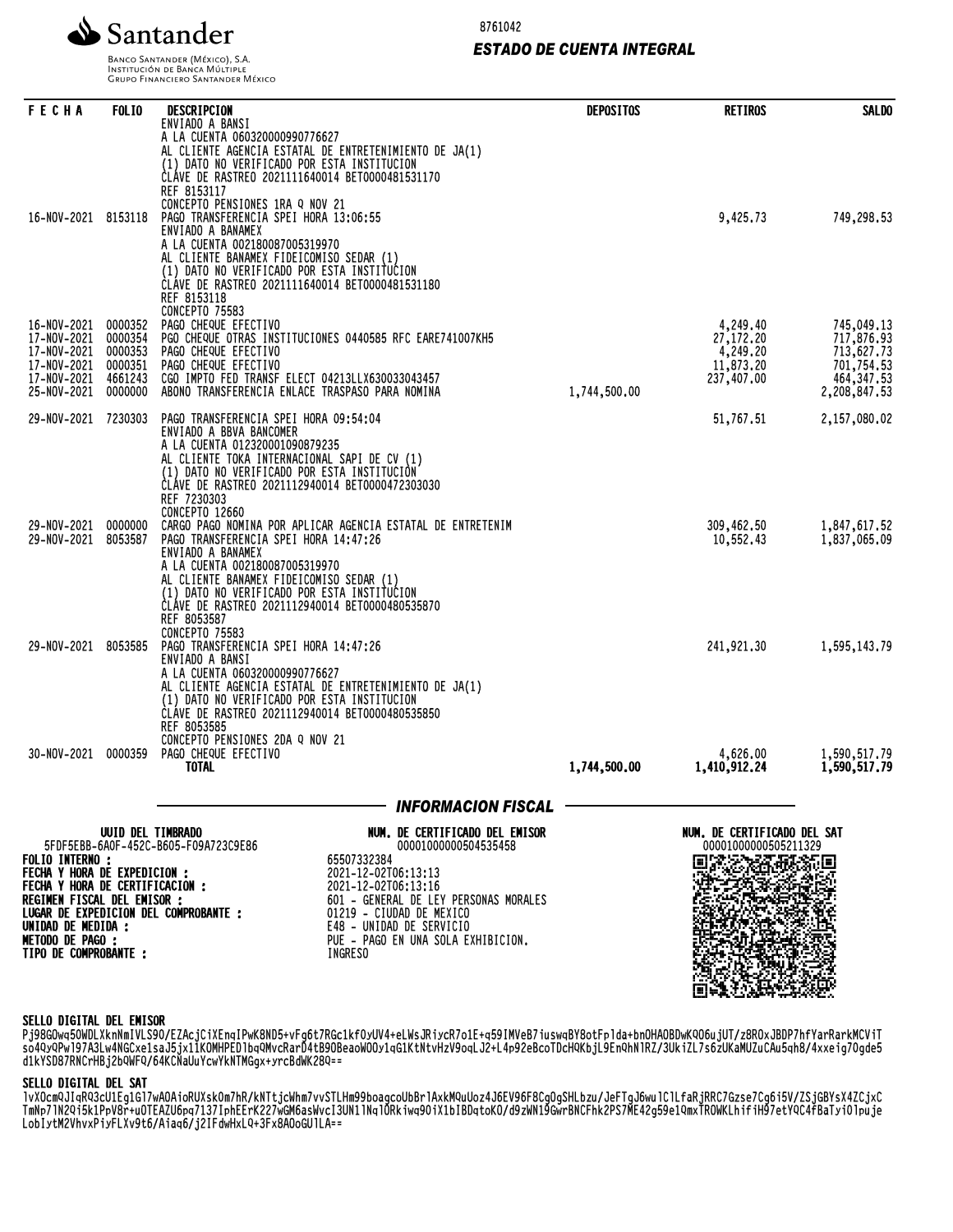Santander

Banco Santander (México), S.A.
Institución de Banca Múltiple
Grupo Financiero Santander México

8761042

***ESTADO DE CUENTA INTEGRAL***

| FECHA | FOLIO | DESCRIPCION | DEPOSITOS | RETIROS | SALDO |
|---|---|---|---|---|---|
| | | ENVIADO A BANSI<br>A LA CUENTA 060320000990776627<br>AL CLIENTE AGENCIA ESTATAL DE ENTRETENIMIENTO DE JA(1)<br>(1) DATO NO VERIFICADO POR ESTA INSTITUCION<br>CLAVE DE RASTREO 2021111640014 BET0000481531170<br>REF 8153117<br>CONCEPTO PENSIONES 1RA Q NOV 21 | | | |
| 16-NOV-2021 | 8153118 | PAGO TRANSFERENCIA SPEI HORA 13:06:55<br>ENVIADO A BANAMEX<br>A LA CUENTA 002180087005319970<br>AL CLIENTE BANAMEX FIDEICOMISO SEDAR (1)<br>(1) DATO NO VERIFICADO POR ESTA INSTITUCION<br>CLAVE DE RASTREO 2021111640014 BET0000481531180<br>REF 8153118<br>CONCEPTO 75583 | | 9,425.73 | 749,298.53 |
| 16-NOV-2021 | 0000352 | PAGO CHEQUE EFECTIVO | | 4,249.40 | 745,049.13 |
| 17-NOV-2021 | 0000354 | PGO CHEQUE OTRAS INSTITUCIONES 0440585 RFC EARE741007KH5 | | 27,172.20 | 717,876.93 |
| 17-NOV-2021 | 0000353 | PAGO CHEQUE EFECTIVO | | 4,249.20 | 713,627.73 |
| 17-NOV-2021 | 0000351 | PAGO CHEQUE EFECTIVO | | 11,873.20 | 701,754.53 |
| 17-NOV-2021 | 4661243 | CGO IMPTO FED TRANSF ELECT 04213LLX630033043457 | | 237,407.00 | 464,347.53 |
| 25-NOV-2021 | 0000000 | ABONO TRANSFERENCIA ENLACE TRASPASO PARA NOMINA | 1,744,500.00 | | 2,208,847.53 |
| 29-NOV-2021 | 7230303 | PAGO TRANSFERENCIA SPEI HORA 09:54:04<br>ENVIADO A BBVA BANCOMER<br>A LA CUENTA 012320001090879235<br>AL CLIENTE TOKA INTERNACIONAL SAPI DE CV (1)<br>(1) DATO NO VERIFICADO POR ESTA INSTITUCION<br>CLAVE DE RASTREO 2021112940014 BET0000472303030<br>REF 7230303<br>CONCEPTO 12660 | | 51,767.51 | 2,157,080.02 |
| 29-NOV-2021 | 0000000 | CARGO PAGO NOMINA POR APLICAR AGENCIA ESTATAL DE ENTRETENIM | | 309,462.50 | 1,847,617.52 |
| 29-NOV-2021 | 8053587 | PAGO TRANSFERENCIA SPEI HORA 14:47:26<br>ENVIADO A BANAMEX<br>A LA CUENTA 002180087005319970<br>AL CLIENTE BANAMEX FIDEICOMISO SEDAR (1)<br>(1) DATO NO VERIFICADO POR ESTA INSTITUCION<br>CLAVE DE RASTREO 2021112940014 BET0000480535870<br>REF 8053587<br>CONCEPTO 75583 | | 10,552.43 | 1,837,065.09 |
| 29-NOV-2021 | 8053585 | PAGO TRANSFERENCIA SPEI HORA 14:47:26<br>ENVIADO A BANSI<br>A LA CUENTA 060320000990776627<br>AL CLIENTE AGENCIA ESTATAL DE ENTRETENIMIENTO DE JA(1)<br>(1) DATO NO VERIFICADO POR ESTA INSTITUCION<br>CLAVE DE RASTREO 2021112940014 BET0000480535850<br>REF 8053585<br>CONCEPTO PENSIONES 2DA Q NOV 21 | | 241,921.30 | 1,595,143.79 |
| 30-NOV-2021 | 0000359 | PAGO CHEQUE EFECTIVO | | 4,626.00 | 1,590,517.79 |
| | | **TOTAL** | **1,744,500.00** | **1,410,912.24** | **1,590,517.79** |

## *INFORMACION FISCAL*

**UUID DEL TIMBRADO**
5FDF5EBB-6A0F-452C-B605-F09A723C9E86

**NUM. DE CERTIFICADO DEL EMISOR**
00001000000504535458

**NUM. DE CERTIFICADO DEL SAT**
00001000000505211329

**FOLIO INTERNO :** 65507332384
**FECHA Y HORA DE EXPEDICION :** 2021-12-02T06:13:13
**FECHA Y HORA DE CERTIFICACION :** 2021-12-02T06:13:16
**REGIMEN FISCAL DEL EMISOR :** 601 - GENERAL DE LEY PERSONAS MORALES
**LUGAR DE EXPEDICION DEL COMPROBANTE :** 01219 - CIUDAD DE MEXICO
**UNIDAD DE MEDIDA :** E48 - UNIDAD DE SERVICIO
**METODO DE PAGO :** PUE - PAGO EN UNA SOLA EXHIBICION.
**TIPO DE COMPROBANTE :** INGRESO

**SELLO DIGITAL DEL EMISOR**

Pj98GOwq50WDLXknNmIVLS9O/EZAcjCiXEnqIPwK8ND5+vFg6t7RGc1kfOyUV4+eLWsJRiycR7o1E+q59IMVeB7iuswqBY8otFp1da+bnOHAOBDwKQO6ujUT/z8ROxJBDP7hfYarRarkMCViT so4QyQPwl97A3Lw4NGCxe1saJ5jx11KOMHPED1bqQMvcRarD4tB9OBeaoWOOy1qG1KtNtvHzV9oqLJ2+L4p92eBcoTDcHQKbjL9EnQhN1RZ/3UkiZL7s6zUKaMUZuCAu5qh8/4xxeig70gde5 d1kYSD87RNCrHBj2bQWFQ/64KCNaUuYcwYkNTMGgx+yrcBdWK28Q==

**SELLO DIGITAL DEL SAT**

lvXOcmQJIqRQ3cU1Eg1G17wAOAioRUXskOm7hR/kNTtjcWhm7vvSTLHm99boagcoUbBr1AxkMQuUoz4J6EV96F8CgOgSHLbzu/JeFTgJ6wu1C1LfaRjRRC7Gzse7Cg6i5V/ZSjGBYsX4ZCjxC TmNp71N2Qi5k1PpV8r+uOTEAZU6pq7137IphEErK227wGM6asWvcI3UN11NqlORkiwq9OiX1bIBDqtoKO/d9zWN19GwrBNCFhk2PS7ME42g59e1QmxTROWKLhifiH97etYQC4fBaTyiO1puje LobIytM2VhvxPiyFLXv9t6/Aiaq6/j2IFdwHxLQ+3Fx8AOoGUlLA==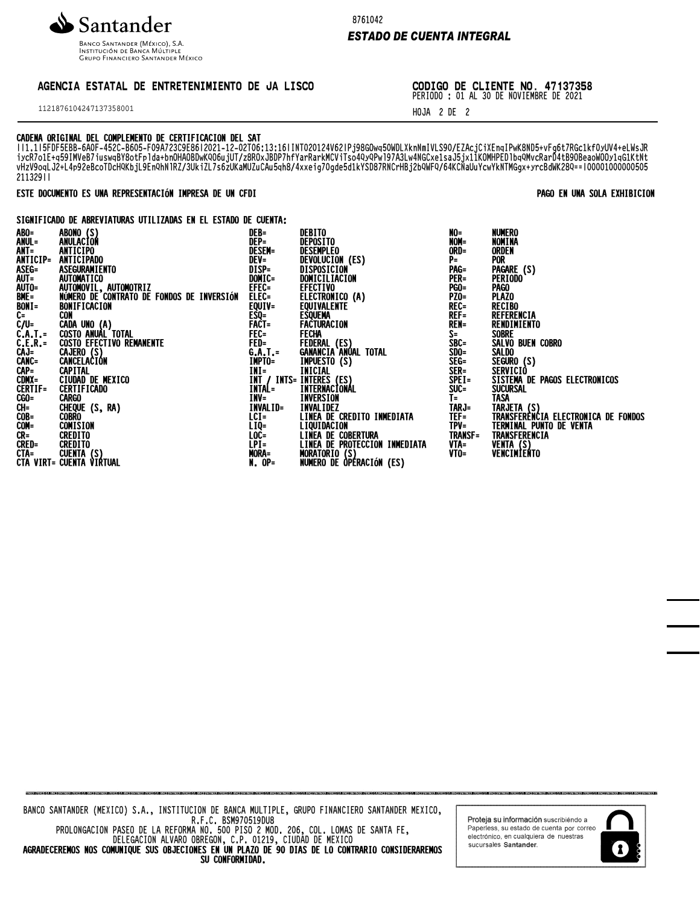Santander

BANCO SANTANDER (MÉXICO), S.A.
INSTITUCIÓN DE BANCA MÚLTIPLE
GRUPO FINANCIERO SANTANDER MÉXICO

8761042

***ESTADO DE CUENTA INTEGRAL***

**AGENCIA ESTATAL DE ENTRETENIMIENTO DE JA LISCO**

11218761042471373580001

**CODIGO DE CLIENTE NO. 47137358**
PERIODO : 01 AL 30 DE NOVIEMBRE DE 2021

HOJA 2 DE 2

**CADENA ORIGINAL DEL COMPLEMENTO DE CERTIFICACION DEL SAT**

||1.1|5FDF5EBB-6A0F-452C-B605-F09A723C9E86|2021-12-02T06:13:16|INT020124V62|Pj98GOwq50WDLXknNmIVLS9O/EZAcjCiXEnqIPwK8ND5+vFg6t7RGc1kfOyUV4+eLWsJRiycR7o1E+q59IMVeB7iuswqBY8otFp1da+bnOHAOBDwKQO6jUT/z8ROxJBDP7hfYarRarkMCViTso4QyQPw197A3Lw4NGCxe1saJ5jx11KOMHPED1bqQMvcRarD4tB9OBeaoWOOy1qG1KtNtvHzV9oqLJ2+L4p92eBcoTDcHQKbjL9EnQhN1RZ/3UkiZL7s6zUKaMUZuCAu5qh8/4xxeig7Ogde5d1kYSD87RNCrHBj2bQWFQ/64KCNaUuYcwYkNTMGgx+yrcBdWK28Q==|00001000000505211329||

**ESTE DOCUMENTO ES UNA REPRESENTACIÓN IMPRESA DE UN CFDI** **PAGO EN UNA SOLA EXHIBICION**

**SIGNIFICADO DE ABREVIATURAS UTILIZADAS EN EL ESTADO DE CUENTA:**

| | | | | | |
|---|---|---|---|---|---|
| ABO= | ABONO (S) | DEB= | DEBITO | NO= | NUMERO |
| ANUL= | ANULACIÓN | DEP= | DEPOSITO | NOM= | NOMINA |
| ANT= | ANTICIPO | DESEM= | DESEMPLEO | ORD= | ORDEN |
| ANTICIP= | ANTICIPADO | DEV= | DEVOLUCION (ES) | P= | POR |
| ASEG= | ASEGURAMIENTO | DISP= | DISPOSICION | PAG= | PAGARE (S) |
| AUT= | AUTOMATICO | DOMIC= | DOMICILIACION | PER= | PERIODO |
| AUTO= | AUTOMOVIL, AUTOMOTRIZ | EFEC= | EFECTIVO | PGO= | PAGO |
| BME= | NÚMERO DE CONTRATO DE FONDOS DE INVERSIÓN | ELEC= | ELECTRONICO (A) | PZO= | PLAZO |
| BONI= | BONIFICACION | EQUIV= | EQUIVALENTE | REC= | RECIBO |
| C= | CON | ESQ= | ESQUEMA | REF= | REFERENCIA |
| C/U= | CADA UNO (A) | FACT= | FACTURACION | REN= | RENDIMIENTO |
| C.A.T.= | COSTO ANUAL TOTAL | FEC= | FECHA | S= | SOBRE |
| C.E.R.= | COSTO EFECTIVO REMANENTE | FED= | FEDERAL (ES) | SBC= | SALVO BUEN COBRO |
| CAJ= | CAJERO (S) | G.A.T.= | GANANCIA ANUAL TOTAL | SDO= | SALDO |
| CANC= | CANCELACIÓN | IMPTO= | IMPUESTO (S) | SEG= | SEGURO (S) |
| CAP= | CAPITAL | INI= | INICIAL | SER= | SERVICIO |
| CDMX= | CIUDAD DE MEXICO | INT / INTS= | INTERES (ES) | SPEI= | SISTEMA DE PAGOS ELECTRONICOS |
| CERTIF= | CERTIFICADO | INTAL= | INTERNACIONAL | SUC= | SUCURSAL |
| CGO= | CARGO | INV= | INVERSION | T= | TASA |
| CH= | CHEQUE (S, RA) | INVALID= | INVALIDEZ | TARJ= | TARJETA (S) |
| COB= | COBRO | LCI= | LINEA DE CREDITO INMEDIATA | TEF= | TRANSFERENCIA ELECTRONICA DE FONDOS |
| COM= | COMISION | LIQ= | LIQUIDACION | TPV= | TERMINAL PUNTO DE VENTA |
| CR= | CREDITO | LOC= | LINEA DE COBERTURA | TRANSF= | TRANSFERENCIA |
| CRED= | CREDITO | LPI= | LINEA DE PROTECCION INMEDIATA | VTA= | VENTA (S) |
| CTA= | CUENTA (S) | MORA= | MORATORIO (S) | VTO= | VENCIMIENTO |
| CTA VIRT= | CUENTA VIRTUAL | N. OP= | NUMERO DE OPERACIÓN (ES) | | |

BANCO SANTANDER (MEXICO) S.A., INSTITUCION DE BANCA MULTIPLE, GRUPO FINANCIERO SANTANDER MEXICO,
R.F.C. BSM970519DU8
PROLONGACION PASEO DE LA REFORMA NO. 500 PISO 2 MOD. 206, COL. LOMAS DE SANTA FE,
DELEGACION ALVARO OBREGON, C.P. 01219, CIUDAD DE MEXICO
**AGRADECEREMOS NOS COMUNIQUE SUS OBJECIONES EN UN PLAZO DE 90 DIAS DE LO CONTRARIO CONSIDERAREMOS SU CONFORMIDAD.**

Proteja su información suscribiéndo a Paperless, su estado de cuenta por correo electrónico, en cualquiera de nuestras sucursales Santander.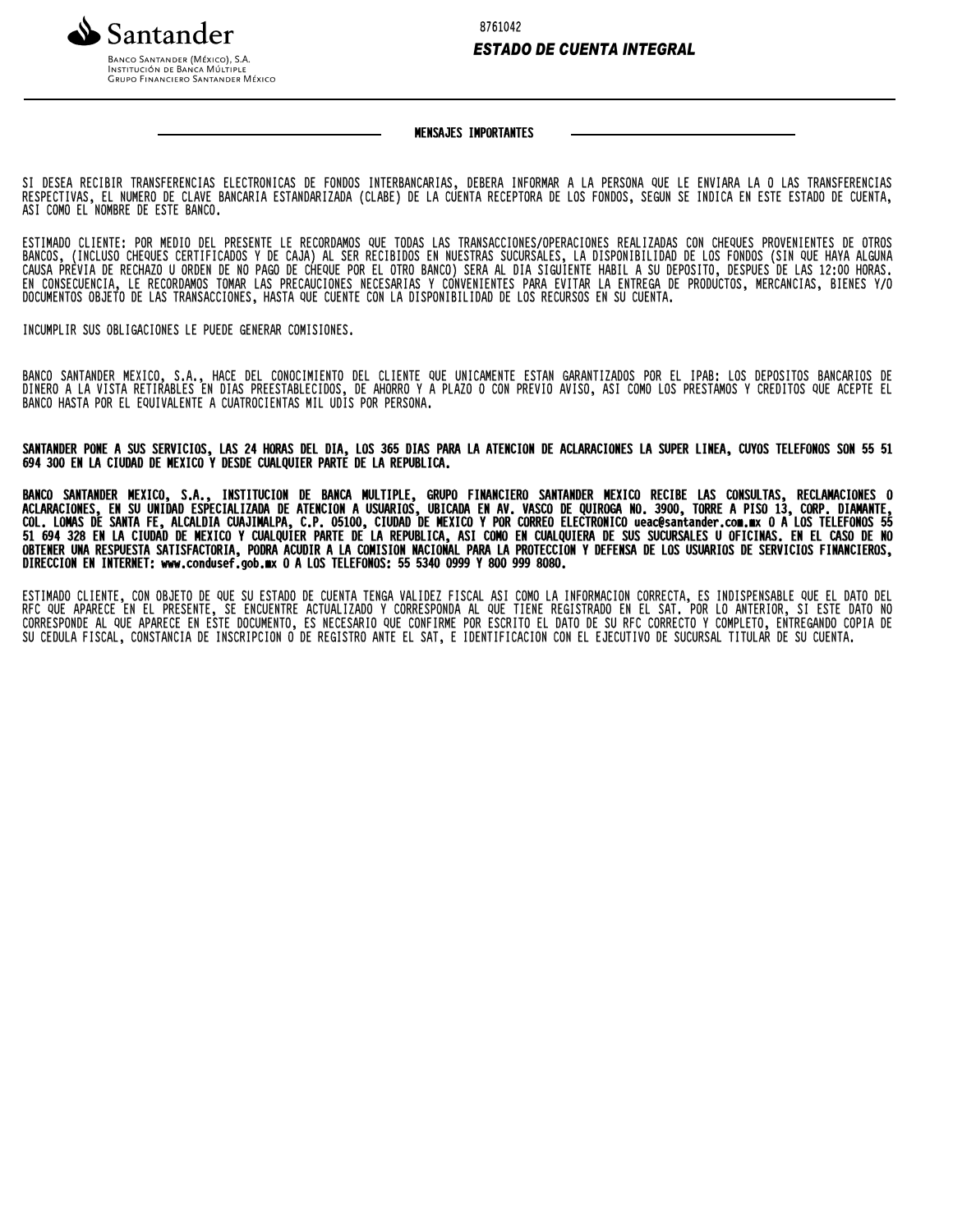Santander

Banco Santander (México), S.A.
Institución de Banca Múltiple
Grupo Financiero Santander México

8761042

***ESTADO DE CUENTA INTEGRAL***

## MENSAJES IMPORTANTES

SI DESEA RECIBIR TRANSFERENCIAS ELECTRONICAS DE FONDOS INTERBANCARIAS, DEBERA INFORMAR A LA PERSONA QUE LE ENVIARA LA O LAS TRANSFERENCIAS RESPECTIVAS, EL NUMERO DE CLAVE BANCARIA ESTANDARIZADA (CLABE) DE LA CUENTA RECEPTORA DE LOS FONDOS, SEGUN SE INDICA EN ESTE ESTADO DE CUENTA, ASI COMO EL NOMBRE DE ESTE BANCO.

ESTIMADO CLIENTE: POR MEDIO DEL PRESENTE LE RECORDAMOS QUE TODAS LAS TRANSACCIONES/OPERACIONES REALIZADAS CON CHEQUES PROVENIENTES DE OTROS BANCOS, (INCLUSO CHEQUES CERTIFICADOS Y DE CAJA) AL SER RECIBIDOS EN NUESTRAS SUCURSALES, LA DISPONIBILIDAD DE LOS FONDOS (SIN QUE HAYA ALGUNA CAUSA PREVIA DE RECHAZO U ORDEN DE NO PAGO DE CHEQUE POR EL OTRO BANCO) SERA AL DIA SIGUIENTE HABIL A SU DEPOSITO, DESPUES DE LAS 12:00 HORAS. EN CONSECUENCIA, LE RECORDAMOS TOMAR LAS PRECAUCIONES NECESARIAS Y CONVENIENTES PARA EVITAR LA ENTREGA DE PRODUCTOS, MERCANCIAS, BIENES Y/O DOCUMENTOS OBJETO DE LAS TRANSACCIONES, HASTA QUE CUENTE CON LA DISPONIBILIDAD DE LOS RECURSOS EN SU CUENTA.

INCUMPLIR SUS OBLIGACIONES LE PUEDE GENERAR COMISIONES.

BANCO SANTANDER MEXICO, S.A., HACE DEL CONOCIMIENTO DEL CLIENTE QUE UNICAMENTE ESTAN GARANTIZADOS POR EL IPAB: LOS DEPOSITOS BANCARIOS DE DINERO A LA VISTA RETIRABLES EN DIAS PREESTABLECIDOS, DE AHORRO Y A PLAZO O CON PREVIO AVISO, ASI COMO LOS PRESTAMOS Y CREDITOS QUE ACEPTE EL BANCO HASTA POR EL EQUIVALENTE A CUATROCIENTAS MIL UDIS POR PERSONA.

**SANTANDER PONE A SUS SERVICIOS, LAS 24 HORAS DEL DIA, LOS 365 DIAS PARA LA ATENCION DE ACLARACIONES LA SUPER LINEA, CUYOS TELEFONOS SON 55 51 694 300 EN LA CIUDAD DE MEXICO Y DESDE CUALQUIER PARTE DE LA REPUBLICA.**

**BANCO SANTANDER MEXICO, S.A., INSTITUCION DE BANCA MULTIPLE, GRUPO FINANCIERO SANTANDER MEXICO RECIBE LAS CONSULTAS, RECLAMACIONES O ACLARACIONES, EN SU UNIDAD ESPECIALIZADA DE ATENCION A USUARIOS, UBICADA EN AV. VASCO DE QUIROGA NO. 3900, TORRE A PISO 13, CORP. DIAMANTE, COL. LOMAS DE SANTA FE, ALCALDIA CUAJIMALPA, C.P. 05100, CIUDAD DE MEXICO Y POR CORREO ELECTRONICO ueac@santander.com.mx O A LOS TELEFONOS 55 51 694 328 EN LA CIUDAD DE MEXICO Y CUALQUIER PARTE DE LA REPUBLICA, ASI COMO EN CUALQUIERA DE SUS SUCURSALES U OFICINAS. EN EL CASO DE NO OBTENER UNA RESPUESTA SATISFACTORIA, PODRA ACUDIR A LA COMISION NACIONAL PARA LA PROTECCION Y DEFENSA DE LOS USUARIOS DE SERVICIOS FINANCIEROS, DIRECCION EN INTERNET: www.condusef.gob.mx O A LOS TELEFONOS: 55 5340 0999 Y 800 999 8080.**

ESTIMADO CLIENTE, CON OBJETO DE QUE SU ESTADO DE CUENTA TENGA VALIDEZ FISCAL ASI COMO LA INFORMACION CORRECTA, ES INDISPENSABLE QUE EL DATO DEL RFC QUE APARECE EN EL PRESENTE, SE ENCUENTRE ACTUALIZADO Y CORRESPONDA AL QUE TIENE REGISTRADO EN EL SAT. POR LO ANTERIOR, SI ESTE DATO NO CORRESPONDE AL QUE APARECE EN ESTE DOCUMENTO, ES NECESARIO QUE CONFIRME POR ESCRITO EL DATO DE SU RFC CORRECTO Y COMPLETO, ENTREGANDO COPIA DE SU CEDULA FISCAL, CONSTANCIA DE INSCRIPCION O DE REGISTRO ANTE EL SAT, E IDENTIFICACION CON EL EJECUTIVO DE SUCURSAL TITULAR DE SU CUENTA.